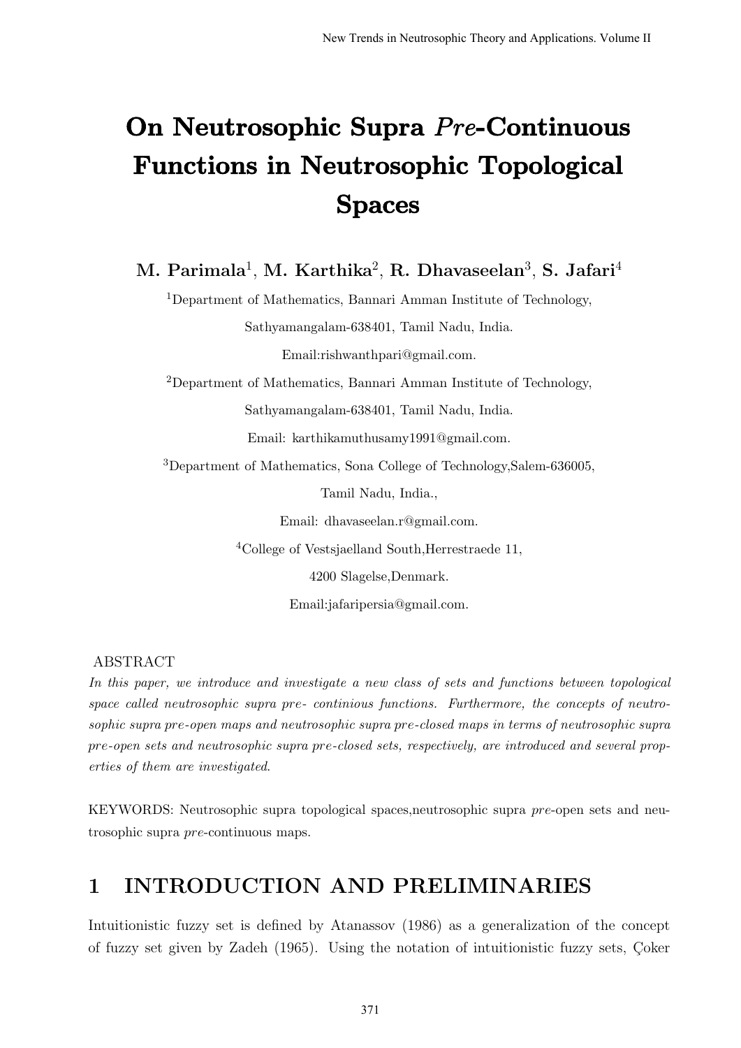# On Neutrosophic Supra *Pre*-Continuous Functions in Neutrosophic Topological Spaces

**M. Parimala[1], M. Karthika[2], R. Dhavaseelan[3], S. Jafari[4]**

[1]Department of Mathematics, Bannari Amman Institute of Technology,

Sathyamangalam-638401, Tamil Nadu, India.

Email:rishwanthpari@gmail.com.

[2]Department of Mathematics, Bannari Amman Institute of Technology,

Sathyamangalam-638401, Tamil Nadu, India.

Email: karthikamuthusamy1991@gmail.com.

[3]Department of Mathematics, Sona College of Technology,Salem-636005,

Tamil Nadu, India.,

Email: dhavaseelan.r@gmail.com.

[4]College of Vestsjaelland South,Herrestraede 11,

4200 Slagelse,Denmark.

Email:jafaripersia@gmail.com.

ABSTRACT

*In this paper, we introduce and investigate a new class of sets and functions between topological space called neutrosophic supra pre- continious functions. Furthermore, the concepts of neutrosophic supra pre-open maps and neutrosophic supra pre-closed maps in terms of neutrosophic supra pre-open sets and neutrosophic supra pre-closed sets, respectively, are introduced and several properties of them are investigated.*

KEYWORDS: Neutrosophic supra topological spaces,neutrosophic supra *pre*-open sets and neutrosophic supra *pre*-continuous maps.

## 1 INTRODUCTION AND PRELIMINARIES

Intuitionistic fuzzy set is defined by Atanassov (1986) as a generalization of the concept of fuzzy set given by Zadeh (1965). Using the notation of intuitionistic fuzzy sets, Çoker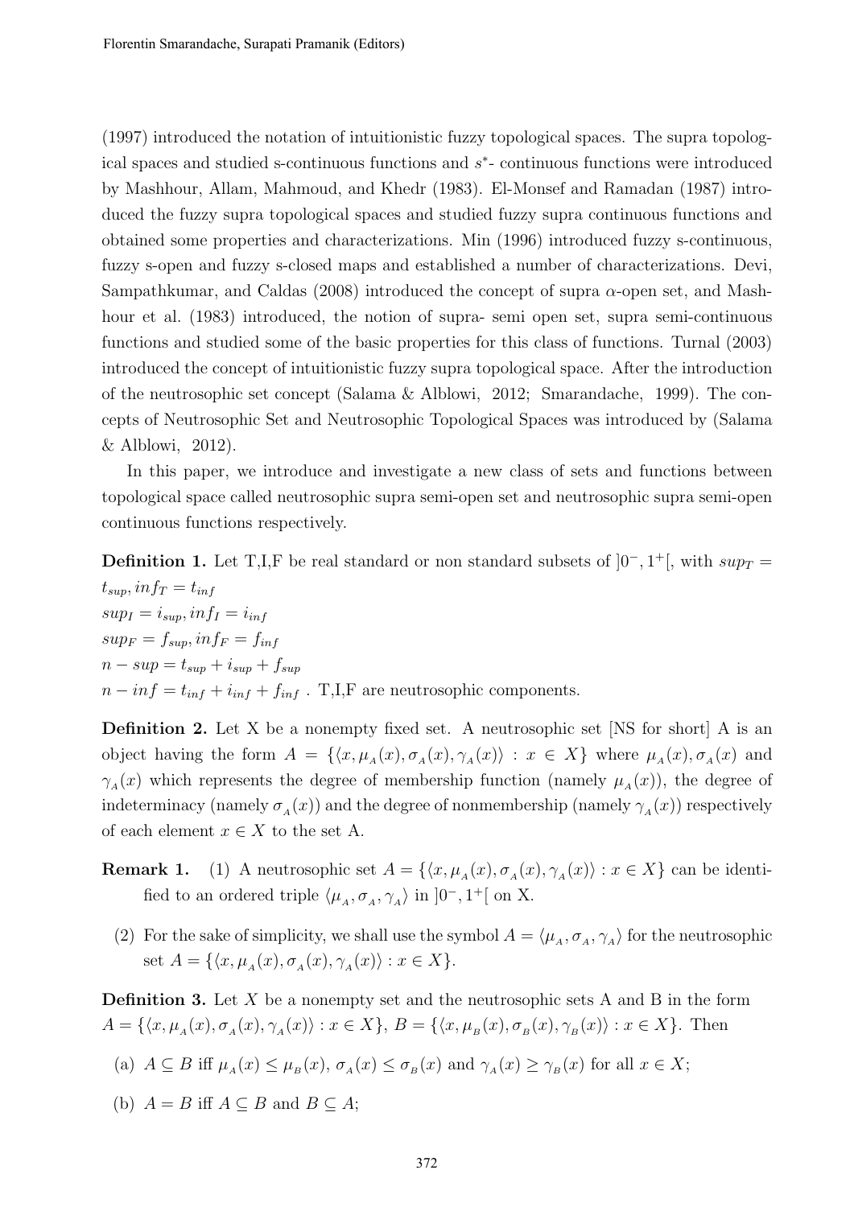(1997) introduced the notation of intuitionistic fuzzy topological spaces. The supra topological spaces and studied s-continuous functions and $s^*$- continuous functions were introduced by Mashhour, Allam, Mahmoud, and Khedr (1983). El-Monsef and Ramadan (1987) introduced the fuzzy supra topological spaces and studied fuzzy supra continuous functions and obtained some properties and characterizations. Min (1996) introduced fuzzy s-continuous, fuzzy s-open and fuzzy s-closed maps and established a number of characterizations. Devi, Sampathkumar, and Caldas (2008) introduced the concept of supra $\alpha$-open set, and Mashhour et al. (1983) introduced, the notion of supra- semi open set, supra semi-continuous functions and studied some of the basic properties for this class of functions. Turnal (2003) introduced the concept of intuitionistic fuzzy supra topological space. After the introduction of the neutrosophic set concept (Salama & Alblowi, 2012; Smarandache, 1999). The concepts of Neutrosophic Set and Neutrosophic Topological Spaces was introduced by (Salama & Alblowi, 2012).

In this paper, we introduce and investigate a new class of sets and functions between topological space called neutrosophic supra semi-open set and neutrosophic supra semi-open continuous functions respectively.

**Definition 1.** Let T,I,F be real standard or non standard subsets of $]0^-, 1^+[$, with $sup_T = t_{sup}, inf_T = t_{inf}$
$sup_I = i_{sup}, inf_I = i_{inf}$
$sup_F = f_{sup}, inf_F = f_{inf}$
$n - sup = t_{sup} + i_{sup} + f_{sup}$
$n - inf = t_{inf} + i_{inf} + f_{inf}$ . T,I,F are neutrosophic components.

**Definition 2.** Let X be a nonempty fixed set. A neutrosophic set [NS for short] A is an object having the form $A = \{\langle x, \mu_A(x), \sigma_A(x), \gamma_A(x)\rangle : x \in X\}$ where $\mu_A(x), \sigma_A(x)$ and $\gamma_A(x)$ which represents the degree of membership function (namely $\mu_A(x)$), the degree of indeterminacy (namely $\sigma_A(x)$) and the degree of nonmembership (namely $\gamma_A(x)$) respectively of each element $x \in X$ to the set A.

**Remark 1.** (1) A neutrosophic set $A = \{\langle x, \mu_A(x), \sigma_A(x), \gamma_A(x)\rangle : x \in X\}$ can be identified to an ordered triple $\langle \mu_A, \sigma_A, \gamma_A\rangle$ in $]0^-, 1^+[$ on X.

(2) For the sake of simplicity, we shall use the symbol $A = \langle \mu_A, \sigma_A, \gamma_A\rangle$ for the neutrosophic set $A = \{\langle x, \mu_A(x), \sigma_A(x), \gamma_A(x)\rangle : x \in X\}$.

**Definition 3.** Let $X$ be a nonempty set and the neutrosophic sets A and B in the form $A = \{\langle x, \mu_A(x), \sigma_A(x), \gamma_A(x)\rangle : x \in X\}$, $B = \{\langle x, \mu_B(x), \sigma_B(x), \gamma_B(x)\rangle : x \in X\}$. Then

(a) $A \subseteq B$ iff $\mu_A(x) \leq \mu_B(x)$, $\sigma_A(x) \leq \sigma_B(x)$ and $\gamma_A(x) \geq \gamma_B(x)$ for all $x \in X$;

(b) $A = B$ iff $A \subseteq B$ and $B \subseteq A$;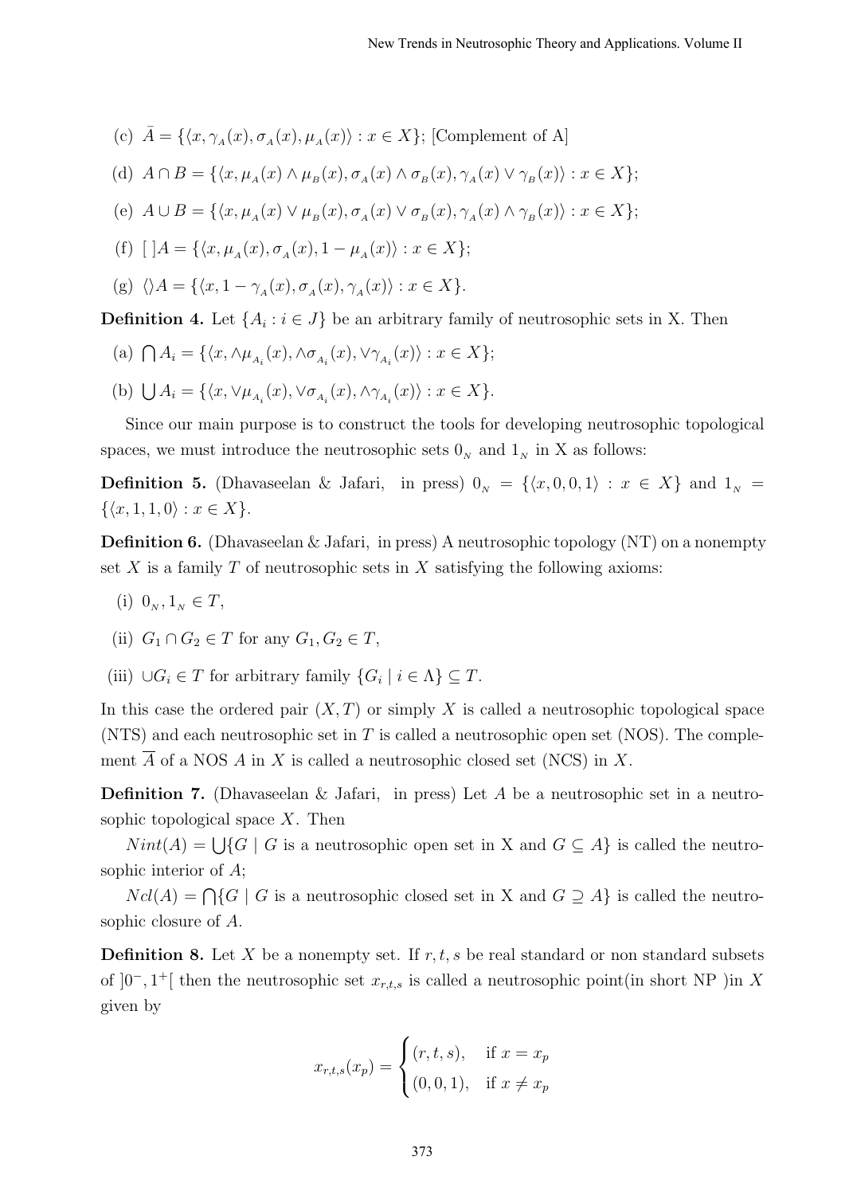(c) $\bar{A} = \{\langle x, \gamma_A(x), \sigma_A(x), \mu_A(x)\rangle : x \in X\}$; [Complement of A]

(d) $A \cap B = \{\langle x, \mu_A(x) \wedge \mu_B(x), \sigma_A(x) \wedge \sigma_B(x), \gamma_A(x) \vee \gamma_B(x)\rangle : x \in X\}$;

(e) $A \cup B = \{\langle x, \mu_A(x) \vee \mu_B(x), \sigma_A(x) \vee \sigma_B(x), \gamma_A(x) \wedge \gamma_B(x)\rangle : x \in X\}$;

(f) $[\,]A = \{\langle x, \mu_A(x), \sigma_A(x), 1 - \mu_A(x)\rangle : x \in X\}$;

(g) $\langle\rangle A = \{\langle x, 1 - \gamma_A(x), \sigma_A(x), \gamma_A(x)\rangle : x \in X\}$.

**Definition 4.** Let $\{A_i : i \in J\}$ be an arbitrary family of neutrosophic sets in X. Then

(a) $\bigcap A_i = \{\langle x, \wedge\mu_{A_i}(x), \wedge\sigma_{A_i}(x), \vee\gamma_{A_i}(x)\rangle : x \in X\}$;

(b) $\bigcup A_i = \{\langle x, \vee\mu_{A_i}(x), \vee\sigma_{A_i}(x), \wedge\gamma_{A_i}(x)\rangle : x \in X\}$.

Since our main purpose is to construct the tools for developing neutrosophic topological spaces, we must introduce the neutrosophic sets $0_N$ and $1_N$ in X as follows:

**Definition 5.** (Dhavaseelan & Jafari, in press) $0_N = \{\langle x, 0, 0, 1\rangle : x \in X\}$ and $1_N = \{\langle x, 1, 1, 0\rangle : x \in X\}$.

**Definition 6.** (Dhavaseelan & Jafari, in press) A neutrosophic topology (NT) on a nonempty set $X$ is a family $T$ of neutrosophic sets in $X$ satisfying the following axioms:

(i) $0_N, 1_N \in T$,

(ii) $G_1 \cap G_2 \in T$ for any $G_1, G_2 \in T$,

(iii) $\cup G_i \in T$ for arbitrary family $\{G_i \mid i \in \Lambda\} \subseteq T$.

In this case the ordered pair $(X, T)$ or simply $X$ is called a neutrosophic topological space (NTS) and each neutrosophic set in $T$ is called a neutrosophic open set (NOS). The complement $\overline{A}$ of a NOS $A$ in $X$ is called a neutrosophic closed set (NCS) in $X$.

**Definition 7.** (Dhavaseelan & Jafari, in press) Let $A$ be a neutrosophic set in a neutrosophic topological space $X$. Then

$Nint(A) = \bigcup\{G \mid G$ is a neutrosophic open set in X and $G \subseteq A\}$ is called the neutrosophic interior of $A$;

$Ncl(A) = \bigcap\{G \mid G$ is a neutrosophic closed set in X and $G \supseteq A\}$ is called the neutrosophic closure of $A$.

**Definition 8.** Let $X$ be a nonempty set. If $r, t, s$ be real standard or non standard subsets of $]0^-, 1^+[$ then the neutrosophic set $x_{r,t,s}$ is called a neutrosophic point(in short NP )in $X$ given by

$$x_{r,t,s}(x_p) = \begin{cases} (r, t, s), & \text{if } x = x_p \\ (0, 0, 1), & \text{if } x \neq x_p \end{cases}$$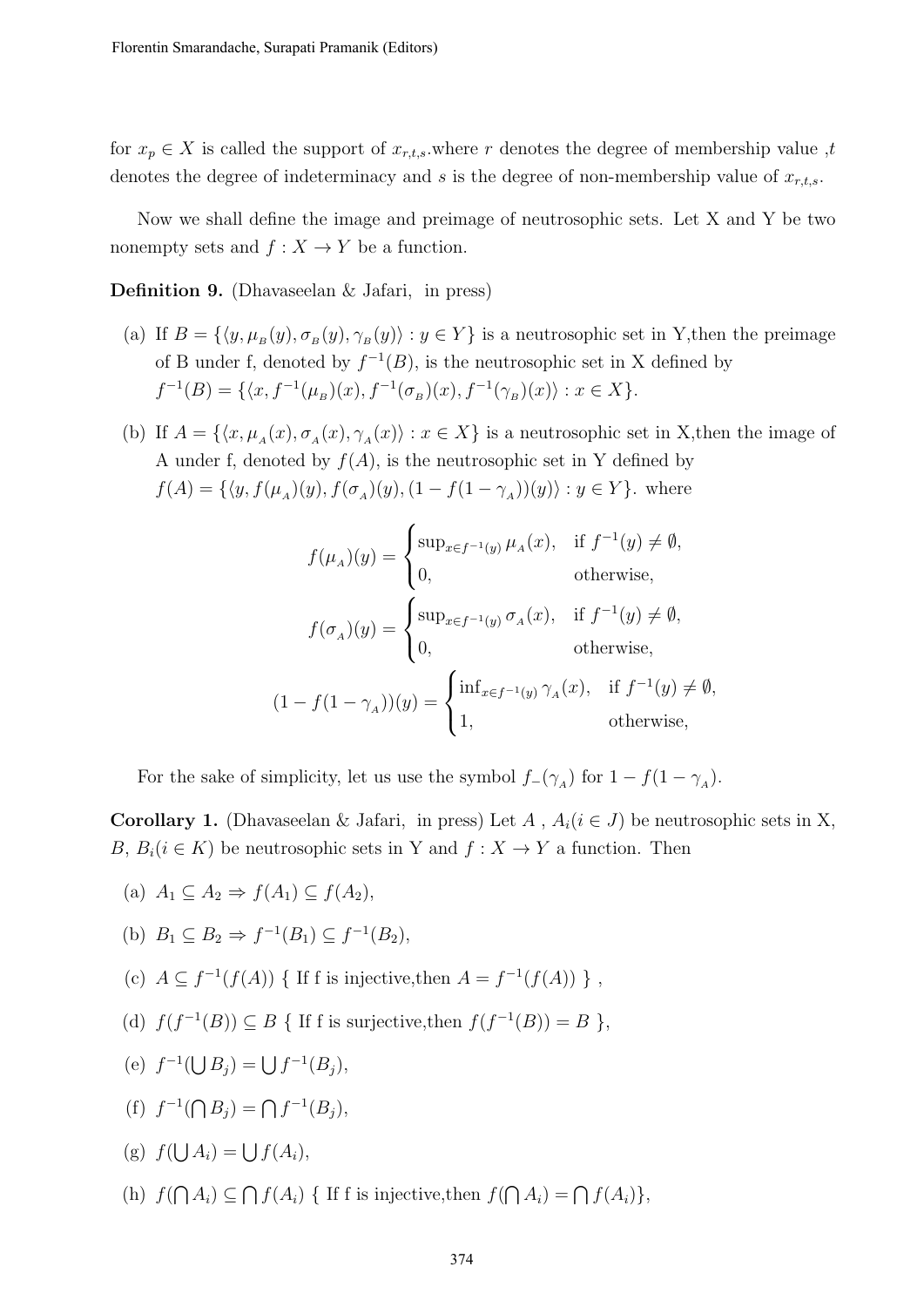for $x_p \in X$ is called the support of $x_{r,t,s}$.where $r$ denotes the degree of membership value ,$t$ denotes the degree of indeterminacy and $s$ is the degree of non-membership value of $x_{r,t,s}$.

Now we shall define the image and preimage of neutrosophic sets. Let X and Y be two nonempty sets and $f : X \to Y$ be a function.

**Definition 9.** (Dhavaseelan & Jafari, in press)

(a) If $B = \{\langle y, \mu_B(y), \sigma_B(y), \gamma_B(y)\rangle : y \in Y\}$ is a neutrosophic set in Y,then the preimage of B under f, denoted by $f^{-1}(B)$, is the neutrosophic set in X defined by $f^{-1}(B) = \{\langle x, f^{-1}(\mu_B)(x), f^{-1}(\sigma_B)(x), f^{-1}(\gamma_B)(x)\rangle : x \in X\}$.

(b) If $A = \{\langle x, \mu_A(x), \sigma_A(x), \gamma_A(x)\rangle : x \in X\}$ is a neutrosophic set in X,then the image of A under f, denoted by $f(A)$, is the neutrosophic set in Y defined by $f(A) = \{\langle y, f(\mu_A)(y), f(\sigma_A)(y), (1 - f(1 - \gamma_A))(y)\rangle : y \in Y\}$. where

$$f(\mu_A)(y) = \begin{cases} \sup_{x \in f^{-1}(y)} \mu_A(x), & \text{if } f^{-1}(y) \neq \emptyset, \\ 0, & \text{otherwise,} \end{cases}$$

$$f(\sigma_A)(y) = \begin{cases} \sup_{x \in f^{-1}(y)} \sigma_A(x), & \text{if } f^{-1}(y) \neq \emptyset, \\ 0, & \text{otherwise,} \end{cases}$$

$$(1 - f(1 - \gamma_A))(y) = \begin{cases} \inf_{x \in f^{-1}(y)} \gamma_A(x), & \text{if } f^{-1}(y) \neq \emptyset, \\ 1, & \text{otherwise,} \end{cases}$$

For the sake of simplicity, let us use the symbol $f_-(\gamma_A)$ for $1 - f(1 - \gamma_A)$.

**Corollary 1.** (Dhavaseelan & Jafari, in press) Let $A$ , $A_i (i \in J)$ be neutrosophic sets in X, $B$, $B_i (i \in K)$ be neutrosophic sets in Y and $f : X \to Y$ a function. Then

(a) $A_1 \subseteq A_2 \Rightarrow f(A_1) \subseteq f(A_2)$,

(b) $B_1 \subseteq B_2 \Rightarrow f^{-1}(B_1) \subseteq f^{-1}(B_2)$,

(c) $A \subseteq f^{-1}(f(A))$ { If f is injective,then $A = f^{-1}(f(A))$ } ,

(d) $f(f^{-1}(B)) \subseteq B$ { If f is surjective,then $f(f^{-1}(B)) = B$ },

(e) $f^{-1}(\bigcup B_j) = \bigcup f^{-1}(B_j)$,

(f) $f^{-1}(\bigcap B_j) = \bigcap f^{-1}(B_j)$,

(g) $f(\bigcup A_i) = \bigcup f(A_i)$,

(h) $f(\bigcap A_i) \subseteq \bigcap f(A_i)$ { If f is injective,then $f(\bigcap A_i) = \bigcap f(A_i)$},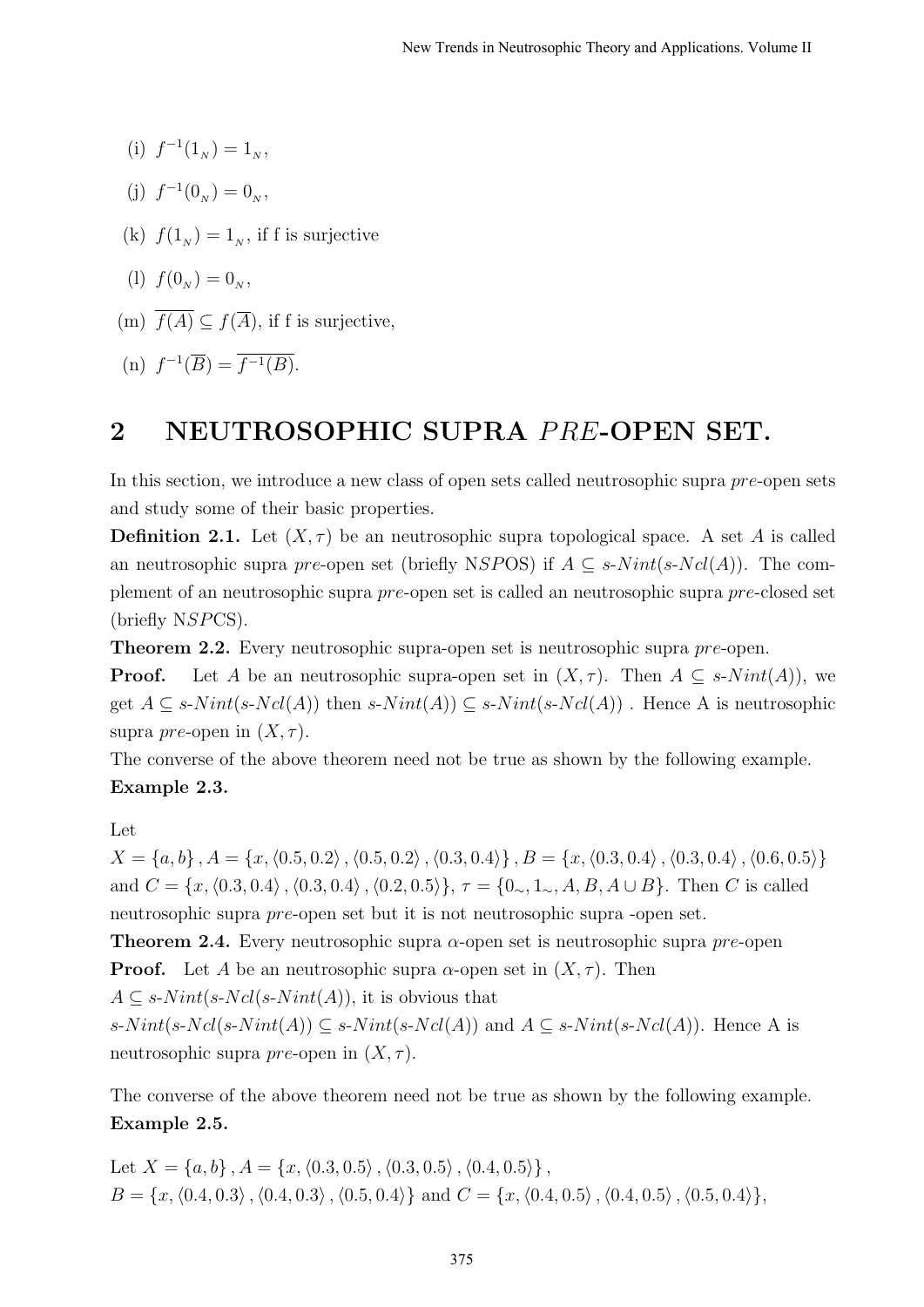(i) $f^{-1}(1_N) = 1_N$,

(j) $f^{-1}(0_N) = 0_N$,

(k) $f(1_N) = 1_N$, if f is surjective

(l) $f(0_N) = 0_N$,

(m) $\overline{f(A)} \subseteq f(\overline{A})$, if f is surjective,

(n) $f^{-1}(\overline{B}) = \overline{f^{-1}(B)}$.

## 2 NEUTROSOPHIC SUPRA *PRE*-OPEN SET.

In this section, we introduce a new class of open sets called neutrosophic supra *pre*-open sets and study some of their basic properties.

**Definition 2.1.** Let $(X, \tau)$ be an neutrosophic supra topological space. A set $A$ is called an neutrosophic supra *pre*-open set (briefly N$SP$OS) if $A \subseteq s\text{-}Nint(s\text{-}Ncl(A))$. The complement of an neutrosophic supra *pre*-open set is called an neutrosophic supra *pre*-closed set (briefly N$SP$CS).

**Theorem 2.2.** Every neutrosophic supra-open set is neutrosophic supra *pre*-open.

**Proof.** Let $A$ be an neutrosophic supra-open set in $(X, \tau)$. Then $A \subseteq s\text{-}Nint(A))$, we get $A \subseteq s\text{-}Nint(s\text{-}Ncl(A))$ then $s\text{-}Nint(A)) \subseteq s\text{-}Nint(s\text{-}Ncl(A))$ . Hence A is neutrosophic supra *pre*-open in $(X, \tau)$.

The converse of the above theorem need not be true as shown by the following example.

**Example 2.3.**

Let $X = \{a, b\}, A = \{x, \langle 0.5, 0.2\rangle, \langle 0.5, 0.2\rangle, \langle 0.3, 0.4\rangle\}, B = \{x, \langle 0.3, 0.4\rangle, \langle 0.3, 0.4\rangle, \langle 0.6, 0.5\rangle\}$ and $C = \{x, \langle 0.3, 0.4\rangle, \langle 0.3, 0.4\rangle, \langle 0.2, 0.5\rangle\}$, $\tau = \{0_\sim, 1_\sim, A, B, A \cup B\}$. Then $C$ is called neutrosophic supra *pre*-open set but it is not neutrosophic supra -open set.

**Theorem 2.4.** Every neutrosophic supra $\alpha$-open set is neutrosophic supra *pre*-open

**Proof.** Let $A$ be an neutrosophic supra $\alpha$-open set in $(X, \tau)$. Then $A \subseteq s\text{-}Nint(s\text{-}Ncl(s\text{-}Nint(A))$, it is obvious that $s\text{-}Nint(s\text{-}Ncl(s\text{-}Nint(A)) \subseteq s\text{-}Nint(s\text{-}Ncl(A))$ and $A \subseteq s\text{-}Nint(s\text{-}Ncl(A))$. Hence A is neutrosophic supra *pre*-open in $(X, \tau)$.

The converse of the above theorem need not be true as shown by the following example.

**Example 2.5.**

Let $X = \{a, b\}, A = \{x, \langle 0.3, 0.5\rangle, \langle 0.3, 0.5\rangle, \langle 0.4, 0.5\rangle\}$,
$B = \{x, \langle 0.4, 0.3\rangle, \langle 0.4, 0.3\rangle, \langle 0.5, 0.4\rangle\}$ and $C = \{x, \langle 0.4, 0.5\rangle, \langle 0.4, 0.5\rangle, \langle 0.5, 0.4\rangle\}$,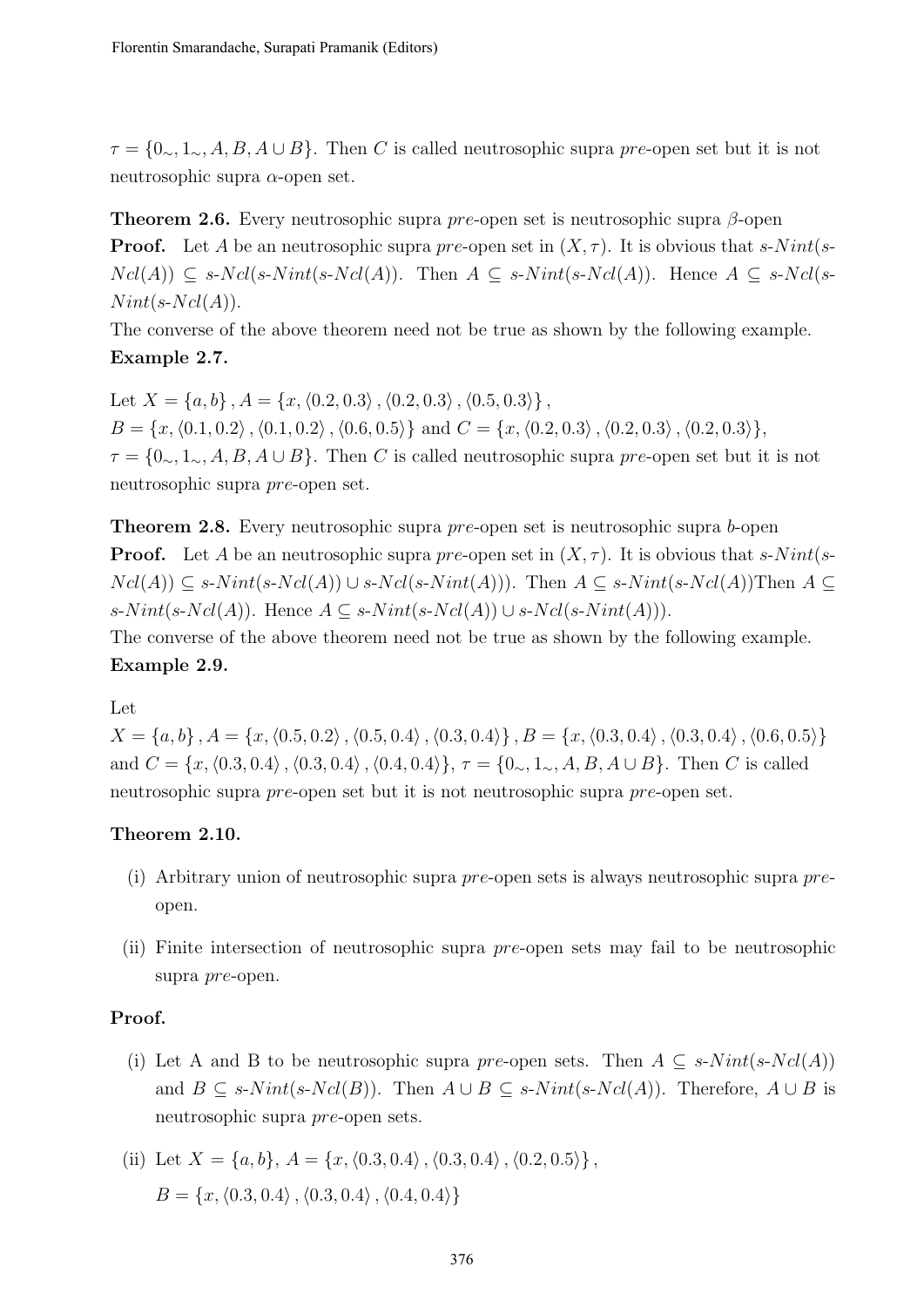$\tau = \{0_\sim, 1_\sim, A, B, A \cup B\}$. Then $C$ is called neutrosophic supra *pre*-open set but it is not neutrosophic supra $\alpha$-open set.

**Theorem 2.6.** Every neutrosophic supra *pre*-open set is neutrosophic supra $\beta$-open

**Proof.** Let $A$ be an neutrosophic supra *pre*-open set in $(X, \tau)$. It is obvious that $s\text{-}Nint(s\text{-}Ncl(A)) \subseteq s\text{-}Ncl(s\text{-}Nint(s\text{-}Ncl(A))$. Then $A \subseteq s\text{-}Nint(s\text{-}Ncl(A))$. Hence $A \subseteq s\text{-}Ncl(s\text{-}Nint(s\text{-}Ncl(A))$.

The converse of the above theorem need not be true as shown by the following example.

**Example 2.7.**

Let $X = \{a, b\}, A = \{x, \langle 0.2, 0.3\rangle, \langle 0.2, 0.3\rangle, \langle 0.5, 0.3\rangle\}$,
$B = \{x, \langle 0.1, 0.2\rangle, \langle 0.1, 0.2\rangle, \langle 0.6, 0.5\rangle\}$ and $C = \{x, \langle 0.2, 0.3\rangle, \langle 0.2, 0.3\rangle, \langle 0.2, 0.3\rangle\}$,
$\tau = \{0_\sim, 1_\sim, A, B, A \cup B\}$. Then $C$ is called neutrosophic supra *pre*-open set but it is not neutrosophic supra *pre*-open set.

**Theorem 2.8.** Every neutrosophic supra *pre*-open set is neutrosophic supra $b$-open

**Proof.** Let $A$ be an neutrosophic supra *pre*-open set in $(X, \tau)$. It is obvious that $s\text{-}Nint(s\text{-}Ncl(A)) \subseteq s\text{-}Nint(s\text{-}Ncl(A)) \cup s\text{-}Ncl(s\text{-}Nint(A)))$. Then $A \subseteq s\text{-}Nint(s\text{-}Ncl(A))$Then $A \subseteq s\text{-}Nint(s\text{-}Ncl(A))$. Hence $A \subseteq s\text{-}Nint(s\text{-}Ncl(A)) \cup s\text{-}Ncl(s\text{-}Nint(A)))$.

The converse of the above theorem need not be true as shown by the following example.

**Example 2.9.**

Let
$X = \{a, b\}, A = \{x, \langle 0.5, 0.2\rangle, \langle 0.5, 0.4\rangle, \langle 0.3, 0.4\rangle\}, B = \{x, \langle 0.3, 0.4\rangle, \langle 0.3, 0.4\rangle, \langle 0.6, 0.5\rangle\}$ and $C = \{x, \langle 0.3, 0.4\rangle, \langle 0.3, 0.4\rangle, \langle 0.4, 0.4\rangle\}$, $\tau = \{0_\sim, 1_\sim, A, B, A \cup B\}$. Then $C$ is called neutrosophic supra *pre*-open set but it is not neutrosophic supra *pre*-open set.

**Theorem 2.10.**

(i) Arbitrary union of neutrosophic supra *pre*-open sets is always neutrosophic supra *pre*-open.

(ii) Finite intersection of neutrosophic supra *pre*-open sets may fail to be neutrosophic supra *pre*-open.

**Proof.**

(i) Let A and B to be neutrosophic supra *pre*-open sets. Then $A \subseteq s\text{-}Nint(s\text{-}Ncl(A))$ and $B \subseteq s\text{-}Nint(s\text{-}Ncl(B))$. Then $A \cup B \subseteq s\text{-}Nint(s\text{-}Ncl(A))$. Therefore, $A \cup B$ is neutrosophic supra *pre*-open sets.

(ii) Let $X = \{a, b\}$, $A = \{x, \langle 0.3, 0.4\rangle, \langle 0.3, 0.4\rangle, \langle 0.2, 0.5\rangle\}$,
$B = \{x, \langle 0.3, 0.4\rangle, \langle 0.3, 0.4\rangle, \langle 0.4, 0.4\rangle\}$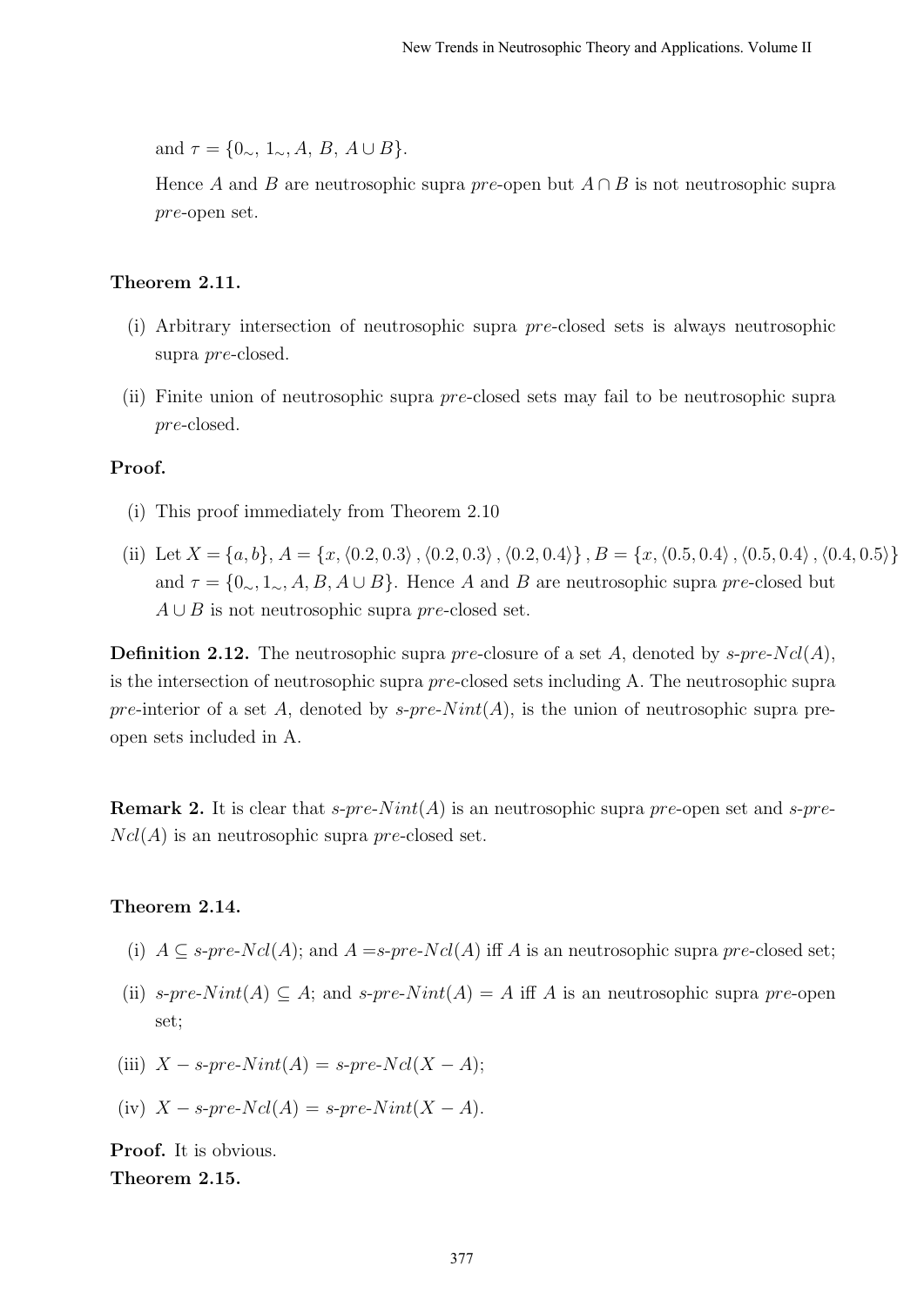and $\tau = \{0_\sim,\ 1_\sim, A,\ B,\ A \cup B\}$.

Hence $A$ and $B$ are neutrosophic supra *pre*-open but $A \cap B$ is not neutrosophic supra *pre*-open set.

**Theorem 2.11.**

(i) Arbitrary intersection of neutrosophic supra *pre*-closed sets is always neutrosophic supra *pre*-closed.

(ii) Finite union of neutrosophic supra *pre*-closed sets may fail to be neutrosophic supra *pre*-closed.

**Proof.**

(i) This proof immediately from Theorem 2.10

(ii) Let $X = \{a, b\}$, $A = \{x, \langle 0.2, 0.3\rangle, \langle 0.2, 0.3\rangle, \langle 0.2, 0.4\rangle\}$, $B = \{x, \langle 0.5, 0.4\rangle, \langle 0.5, 0.4\rangle, \langle 0.4, 0.5\rangle\}$ and $\tau = \{0_\sim, 1_\sim, A, B, A \cup B\}$. Hence $A$ and $B$ are neutrosophic supra *pre*-closed but $A \cup B$ is not neutrosophic supra *pre*-closed set.

**Definition 2.12.** The neutrosophic supra *pre*-closure of a set $A$, denoted by *s-pre-*$Ncl(A)$, is the intersection of neutrosophic supra *pre*-closed sets including A. The neutrosophic supra *pre*-interior of a set $A$, denoted by *s-pre-*$Nint(A)$, is the union of neutrosophic supra pre-open sets included in A.

**Remark 2.** It is clear that *s-pre-*$Nint(A)$ is an neutrosophic supra *pre*-open set and *s-pre-*$Ncl(A)$ is an neutrosophic supra *pre*-closed set.

**Theorem 2.14.**

(i) $A \subseteq$ *s-pre-*$Ncl(A)$; and $A =$*s-pre-*$Ncl(A)$ iff $A$ is an neutrosophic supra *pre*-closed set;

(ii) *s-pre-*$Nint(A) \subseteq A$; and *s-pre-*$Nint(A) = A$ iff $A$ is an neutrosophic supra *pre*-open set;

(iii) $X -$ *s-pre-*$Nint(A) =$ *s-pre-*$Ncl(X - A)$;

(iv) $X -$ *s-pre-*$Ncl(A) =$ *s-pre-*$Nint(X - A)$.

**Proof.** It is obvious.

**Theorem 2.15.**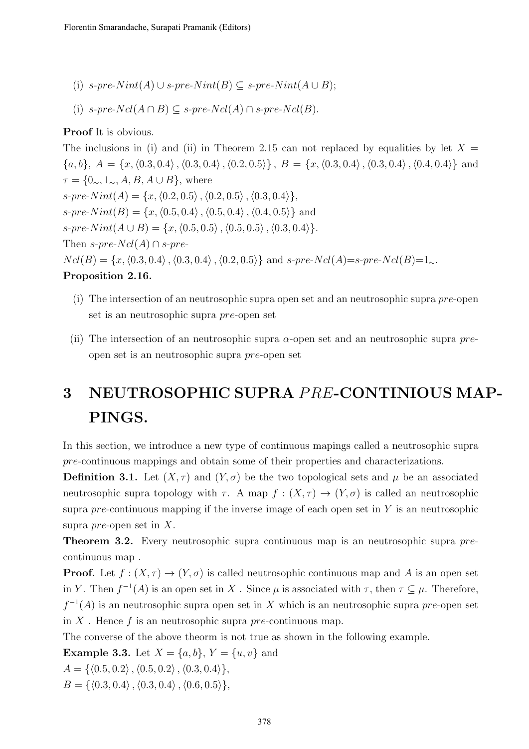(i) $s$-$pre$-$Nint(A) \cup s$-$pre$-$Nint(B) \subseteq s$-$pre$-$Nint(A \cup B)$;

(i) $s$-$pre$-$Ncl(A \cap B) \subseteq s$-$pre$-$Ncl(A) \cap s$-$pre$-$Ncl(B)$.

**Proof** It is obvious.

The inclusions in (i) and (ii) in Theorem 2.15 can not replaced by equalities by let $X = \{a, b\}$, $A = \{x, \langle 0.3, 0.4\rangle, \langle 0.3, 0.4\rangle, \langle 0.2, 0.5\rangle\}$, $B = \{x, \langle 0.3, 0.4\rangle, \langle 0.3, 0.4\rangle, \langle 0.4, 0.4\rangle\}$ and $\tau = \{0_\sim, 1_\sim, A, B, A \cup B\}$, where

$s$-$pre$-$Nint(A) = \{x, \langle 0.2, 0.5\rangle, \langle 0.2, 0.5\rangle, \langle 0.3, 0.4\rangle\}$,

$s$-$pre$-$Nint(B) = \{x, \langle 0.5, 0.4\rangle, \langle 0.5, 0.4\rangle, \langle 0.4, 0.5\rangle\}$ and

$s$-$pre$-$Nint(A \cup B) = \{x, \langle 0.5, 0.5\rangle, \langle 0.5, 0.5\rangle, \langle 0.3, 0.4\rangle\}$.

Then $s$-$pre$-$Ncl(A) \cap s$-$pre$-$Ncl(B) = \{x, \langle 0.3, 0.4\rangle, \langle 0.3, 0.4\rangle, \langle 0.2, 0.5\rangle\}$ and $s$-$pre$-$Ncl(A)$=$s$-$pre$-$Ncl(B)$=$1_\sim$.

**Proposition 2.16.**

(i) The intersection of an neutrosophic supra open set and an neutrosophic supra *pre*-open set is an neutrosophic supra *pre*-open set

(ii) The intersection of an neutrosophic supra $\alpha$-open set and an neutrosophic supra *pre*-open set is an neutrosophic supra *pre*-open set

# 3 NEUTROSOPHIC SUPRA *PRE*-CONTINIOUS MAPPINGS.

In this section, we introduce a new type of continuous mapings called a neutrosophic supra *pre*-continuous mappings and obtain some of their properties and characterizations.

**Definition 3.1.** Let $(X, \tau)$ and $(Y, \sigma)$ be the two topological sets and $\mu$ be an associated neutrosophic supra topology with $\tau$. A map $f : (X, \tau) \to (Y, \sigma)$ is called an neutrosophic supra *pre*-continuous mapping if the inverse image of each open set in $Y$ is an neutrosophic supra *pre*-open set in $X$.

**Theorem 3.2.** Every neutrosophic supra continuous map is an neutrosophic supra *pre*-continuous map .

**Proof.** Let $f : (X, \tau) \to (Y, \sigma)$ is called neutrosophic continuous map and $A$ is an open set in $Y$. Then $f^{-1}(A)$ is an open set in $X$ . Since $\mu$ is associated with $\tau$, then $\tau \subseteq \mu$. Therefore, $f^{-1}(A)$ is an neutrosophic supra open set in $X$ which is an neutrosophic supra *pre*-open set in $X$ . Hence $f$ is an neutrosophic supra *pre*-continuous map.

The converse of the above theorm is not true as shown in the following example.

**Example 3.3.** Let $X = \{a, b\}$, $Y = \{u, v\}$ and

$A = \{\langle 0.5, 0.2\rangle, \langle 0.5, 0.2\rangle, \langle 0.3, 0.4\rangle\}$,

$B = \{\langle 0.3, 0.4\rangle, \langle 0.3, 0.4\rangle, \langle 0.6, 0.5\rangle\}$,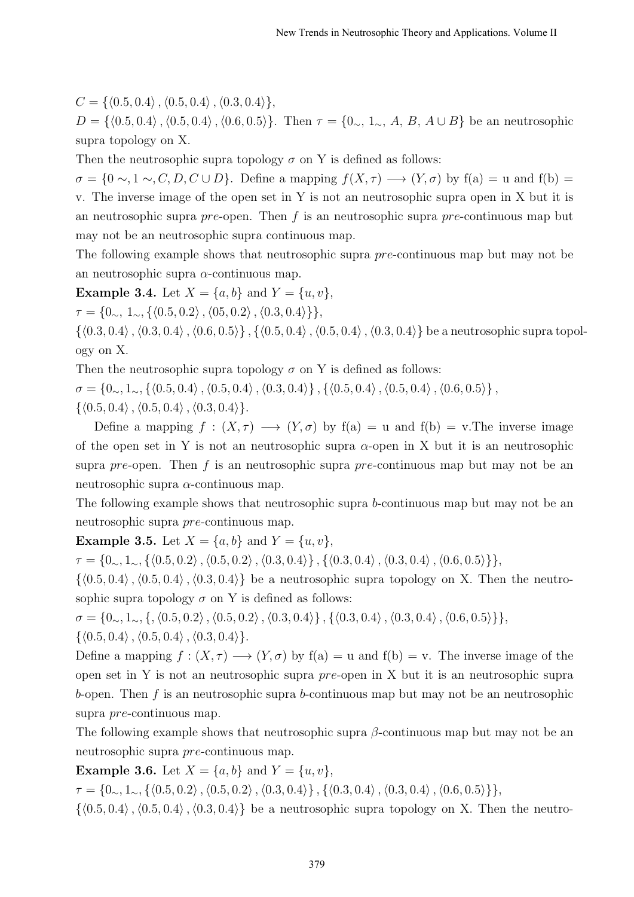$C = \{\langle 0.5, 0.4\rangle, \langle 0.5, 0.4\rangle, \langle 0.3, 0.4\rangle\}$,

$D = \{\langle 0.5, 0.4\rangle, \langle 0.5, 0.4\rangle, \langle 0.6, 0.5\rangle\}$. Then $\tau = \{0_\sim,\ 1_\sim,\ A,\ B,\ A \cup B\}$ be an neutrosophic supra topology on X.

Then the neutrosophic supra topology $\sigma$ on Y is defined as follows:

$\sigma = \{0 \sim, 1 \sim, C, D, C \cup D\}$. Define a mapping $f(X, \tau) \longrightarrow (Y, \sigma)$ by f(a) = u and f(b) = v. The inverse image of the open set in Y is not an neutrosophic supra open in X but it is an neutrosophic supra *pre*-open. Then $f$ is an neutrosophic supra *pre*-continuous map but may not be an neutrosophic supra continuous map.

The following example shows that neutrosophic supra *pre*-continuous map but may not be an neutrosophic supra $\alpha$-continuous map.

**Example 3.4.** Let $X = \{a, b\}$ and $Y = \{u, v\}$,

$\tau = \{0_\sim,\ 1_\sim, \{\langle 0.5, 0.2\rangle, \langle 05, 0.2\rangle, \langle 0.3, 0.4\rangle\}\}$,

$\{\langle 0.3, 0.4\rangle, \langle 0.3, 0.4\rangle, \langle 0.6, 0.5\rangle\}, \{\langle 0.5, 0.4\rangle, \langle 0.5, 0.4\rangle, \langle 0.3, 0.4\rangle\}$ be a neutrosophic supra topology on X.

Then the neutrosophic supra topology $\sigma$ on Y is defined as follows:

$\sigma = \{0_\sim, 1_\sim, \{\langle 0.5, 0.4\rangle, \langle 0.5, 0.4\rangle, \langle 0.3, 0.4\rangle\}, \{\langle 0.5, 0.4\rangle, \langle 0.5, 0.4\rangle, \langle 0.6, 0.5\rangle\},$
$\{\langle 0.5, 0.4\rangle, \langle 0.5, 0.4\rangle, \langle 0.3, 0.4\rangle\}$.

Define a mapping $f : (X, \tau) \longrightarrow (Y, \sigma)$ by f(a) = u and f(b) = v.The inverse image of the open set in Y is not an neutrosophic supra $\alpha$-open in X but it is an neutrosophic supra *pre*-open. Then $f$ is an neutrosophic supra *pre*-continuous map but may not be an neutrosophic supra $\alpha$-continuous map.

The following example shows that neutrosophic supra $b$-continuous map but may not be an neutrosophic supra *pre*-continuous map.

**Example 3.5.** Let $X = \{a, b\}$ and $Y = \{u, v\}$,

$\tau = \{0_\sim, 1_\sim, \{\langle 0.5, 0.2\rangle, \langle 0.5, 0.2\rangle, \langle 0.3, 0.4\rangle\}, \{\langle 0.3, 0.4\rangle, \langle 0.3, 0.4\rangle, \langle 0.6, 0.5\rangle\}\}$,

$\{\langle 0.5, 0.4\rangle, \langle 0.5, 0.4\rangle, \langle 0.3, 0.4\rangle\}$ be a neutrosophic supra topology on X. Then the neutrosophic supra topology $\sigma$ on Y is defined as follows:

$\sigma = \{0_\sim, 1_\sim, \{, \langle 0.5, 0.2\rangle, \langle 0.5, 0.2\rangle, \langle 0.3, 0.4\rangle\}, \{\langle 0.3, 0.4\rangle, \langle 0.3, 0.4\rangle, \langle 0.6, 0.5\rangle\}\}$,
$\{\langle 0.5, 0.4\rangle, \langle 0.5, 0.4\rangle, \langle 0.3, 0.4\rangle\}$.

Define a mapping $f : (X, \tau) \longrightarrow (Y, \sigma)$ by f(a) = u and f(b) = v. The inverse image of the open set in Y is not an neutrosophic supra *pre*-open in X but it is an neutrosophic supra $b$-open. Then $f$ is an neutrosophic supra $b$-continuous map but may not be an neutrosophic supra *pre*-continuous map.

The following example shows that neutrosophic supra $\beta$-continuous map but may not be an neutrosophic supra *pre*-continuous map.

**Example 3.6.** Let $X = \{a, b\}$ and $Y = \{u, v\}$,

$\tau = \{0_\sim, 1_\sim, \{\langle 0.5, 0.2\rangle, \langle 0.5, 0.2\rangle, \langle 0.3, 0.4\rangle\}, \{\langle 0.3, 0.4\rangle, \langle 0.3, 0.4\rangle, \langle 0.6, 0.5\rangle\}\}$,

$\{\langle 0.5, 0.4\rangle, \langle 0.5, 0.4\rangle, \langle 0.3, 0.4\rangle\}$ be a neutrosophic supra topology on X. Then the neutro-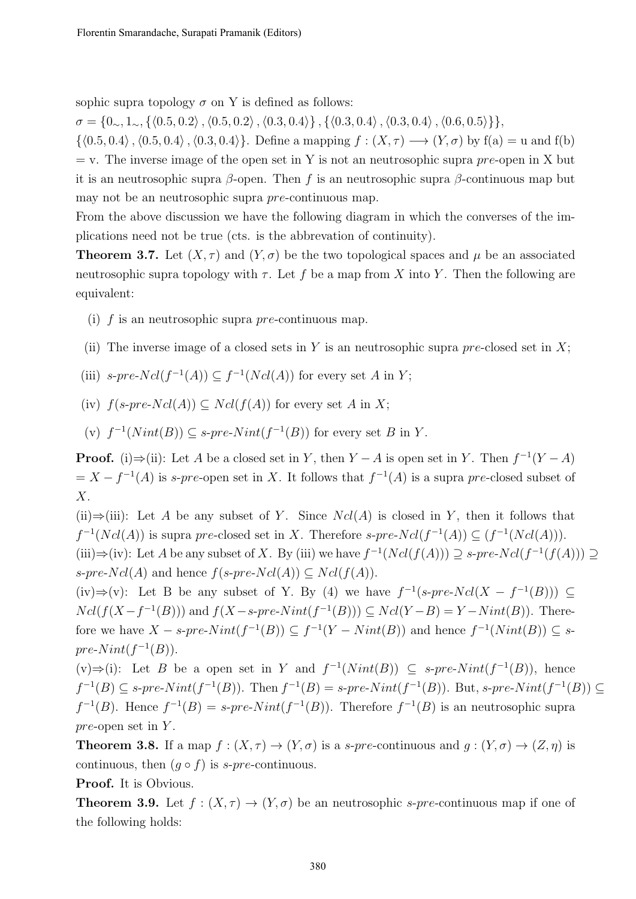sophic supra topology $\sigma$ on Y is defined as follows:
$\sigma = \{0_\sim, 1_\sim, \{\langle 0.5, 0.2\rangle, \langle 0.5, 0.2\rangle, \langle 0.3, 0.4\rangle\}, \{\langle 0.3, 0.4\rangle, \langle 0.3, 0.4\rangle, \langle 0.6, 0.5\rangle\}\}$,
$\{\langle 0.5, 0.4\rangle, \langle 0.5, 0.4\rangle, \langle 0.3, 0.4\rangle\}$. Define a mapping $f : (X, \tau) \longrightarrow (Y, \sigma)$ by f(a) = u and f(b) = v. The inverse image of the open set in Y is not an neutrosophic supra *pre*-open in X but it is an neutrosophic supra $\beta$-open. Then $f$ is an neutrosophic supra $\beta$-continuous map but may not be an neutrosophic supra *pre*-continuous map.

From the above discussion we have the following diagram in which the converses of the implications need not be true (cts. is the abbrevation of continuity).

**Theorem 3.7.** Let $(X, \tau)$ and $(Y, \sigma)$ be the two topological spaces and $\mu$ be an associated neutrosophic supra topology with $\tau$. Let $f$ be a map from $X$ into $Y$. Then the following are equivalent:

(i) $f$ is an neutrosophic supra *pre*-continuous map.

(ii) The inverse image of a closed sets in $Y$ is an neutrosophic supra *pre*-closed set in $X$;

(iii) $s\text{-}pre\text{-}Ncl(f^{-1}(A)) \subseteq f^{-1}(Ncl(A))$ for every set $A$ in $Y$;

(iv) $f(s\text{-}pre\text{-}Ncl(A)) \subseteq Ncl(f(A))$ for every set $A$ in $X$;

(v) $f^{-1}(Nint(B)) \subseteq s\text{-}pre\text{-}Nint(f^{-1}(B))$ for every set $B$ in $Y$.

**Proof.** (i)⇒(ii): Let $A$ be a closed set in $Y$, then $Y - A$ is open set in $Y$. Then $f^{-1}(Y - A) = X - f^{-1}(A)$ is *s-pre*-open set in $X$. It follows that $f^{-1}(A)$ is a supra *pre*-closed subset of $X$.

(ii)⇒(iii): Let $A$ be any subset of $Y$. Since $Ncl(A)$ is closed in $Y$, then it follows that $f^{-1}(Ncl(A))$ is supra *pre*-closed set in $X$. Therefore $s\text{-}pre\text{-}Ncl(f^{-1}(A)) \subseteq (f^{-1}(Ncl(A)))$.

(iii)⇒(iv): Let $A$ be any subset of $X$. By (iii) we have $f^{-1}(Ncl(f(A))) \supseteq s\text{-}pre\text{-}Ncl(f^{-1}(f(A))) \supseteq s\text{-}pre\text{-}Ncl(A)$ and hence $f(s\text{-}pre\text{-}Ncl(A)) \subseteq Ncl(f(A))$.

(iv)⇒(v): Let B be any subset of Y. By (4) we have $f^{-1}(s\text{-}pre\text{-}Ncl(X - f^{-1}(B))) \subseteq Ncl(f(X - f^{-1}(B)))$ and $f(X - s\text{-}pre\text{-}Nint(f^{-1}(B))) \subseteq Ncl(Y - B) = Y - Nint(B))$. Therefore we have $X - s\text{-}pre\text{-}Nint(f^{-1}(B)) \subseteq f^{-1}(Y - Nint(B))$ and hence $f^{-1}(Nint(B)) \subseteq s\text{-}pre\text{-}Nint(f^{-1}(B))$.

(v)⇒(i): Let $B$ be a open set in $Y$ and $f^{-1}(Nint(B)) \subseteq s\text{-}pre\text{-}Nint(f^{-1}(B))$, hence $f^{-1}(B) \subseteq s\text{-}pre\text{-}Nint(f^{-1}(B))$. Then $f^{-1}(B) = s\text{-}pre\text{-}Nint(f^{-1}(B))$. But, $s\text{-}pre\text{-}Nint(f^{-1}(B)) \subseteq f^{-1}(B)$. Hence $f^{-1}(B) = s\text{-}pre\text{-}Nint(f^{-1}(B))$. Therefore $f^{-1}(B)$ is an neutrosophic supra *pre*-open set in $Y$.

**Theorem 3.8.** If a map $f : (X, \tau) \to (Y, \sigma)$ is a *s-pre*-continuous and $g : (Y, \sigma) \to (Z, \eta)$ is continuous, then $(g \circ f)$ is *s-pre*-continuous.

**Proof.** It is Obvious.

**Theorem 3.9.** Let $f : (X, \tau) \to (Y, \sigma)$ be an neutrosophic *s-pre*-continuous map if one of the following holds: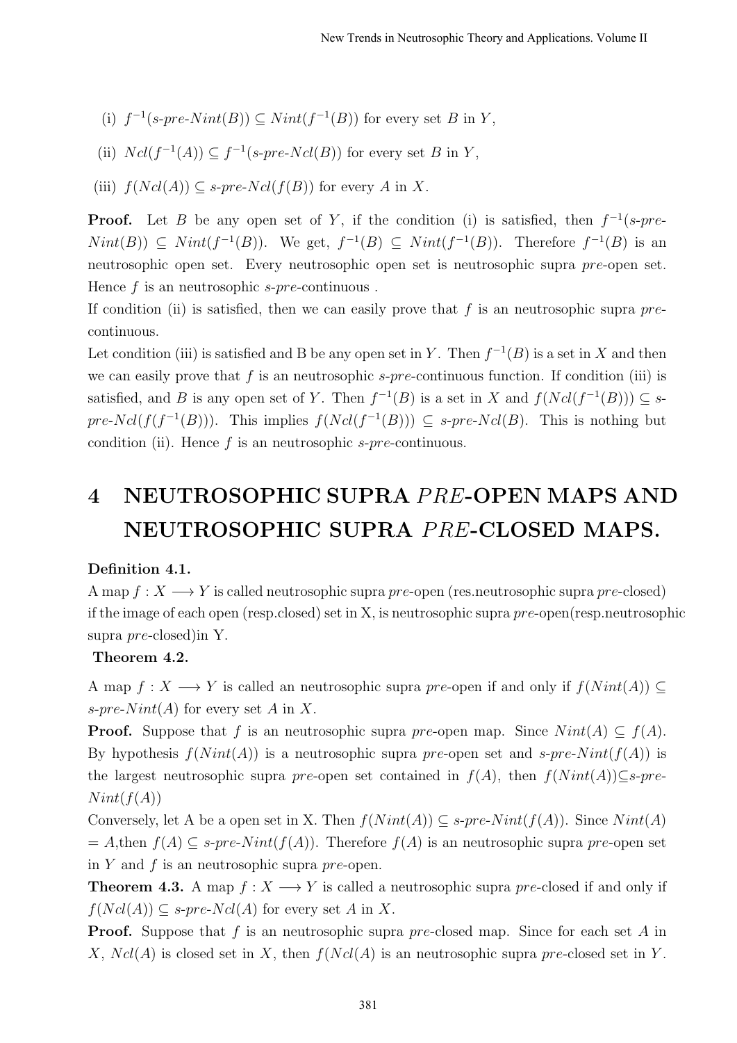(i) $f^{-1}(s\text{-}pre\text{-}Nint(B)) \subseteq Nint(f^{-1}(B))$ for every set $B$ in $Y$,

(ii) $Ncl(f^{-1}(A)) \subseteq f^{-1}(s\text{-}pre\text{-}Ncl(B))$ for every set $B$ in $Y$,

(iii) $f(Ncl(A)) \subseteq s\text{-}pre\text{-}Ncl(f(B))$ for every $A$ in $X$.

**Proof.** Let $B$ be any open set of $Y$, if the condition (i) is satisfied, then $f^{-1}(s\text{-}pre\text{-}Nint(B)) \subseteq Nint(f^{-1}(B))$. We get, $f^{-1}(B) \subseteq Nint(f^{-1}(B))$. Therefore $f^{-1}(B)$ is an neutrosophic open set. Every neutrosophic open set is neutrosophic supra *pre*-open set. Hence $f$ is an neutrosophic *s-pre*-continuous .

If condition (ii) is satisfied, then we can easily prove that $f$ is an neutrosophic supra *pre*-continuous.

Let condition (iii) is satisfied and B be any open set in $Y$. Then $f^{-1}(B)$ is a set in $X$ and then we can easily prove that $f$ is an neutrosophic *s-pre*-continuous function. If condition (iii) is satisfied, and $B$ is any open set of $Y$. Then $f^{-1}(B)$ is a set in $X$ and $f(Ncl(f^{-1}(B))) \subseteq s\text{-}pre\text{-}Ncl(f(f^{-1}(B)))$. This implies $f(Ncl(f^{-1}(B))) \subseteq s\text{-}pre\text{-}Ncl(B)$. This is nothing but condition (ii). Hence $f$ is an neutrosophic *s-pre*-continuous.

# 4 NEUTROSOPHIC SUPRA $PRE$-OPEN MAPS AND NEUTROSOPHIC SUPRA $PRE$-CLOSED MAPS.

**Definition 4.1.**

A map $f : X \longrightarrow Y$ is called neutrosophic supra *pre*-open (res.neutrosophic supra *pre*-closed) if the image of each open (resp.closed) set in X, is neutrosophic supra *pre*-open(resp.neutrosophic supra *pre*-closed)in Y.

**Theorem 4.2.**

A map $f : X \longrightarrow Y$ is called an neutrosophic supra *pre*-open if and only if $f(Nint(A)) \subseteq s\text{-}pre\text{-}Nint(A)$ for every set $A$ in $X$.

**Proof.** Suppose that $f$ is an neutrosophic supra *pre*-open map. Since $Nint(A) \subseteq f(A)$. By hypothesis $f(Nint(A))$ is a neutrosophic supra *pre*-open set and $s\text{-}pre\text{-}Nint(f(A))$ is the largest neutrosophic supra *pre*-open set contained in $f(A)$, then $f(Nint(A)) \subseteq s\text{-}pre\text{-}Nint(f(A))$

Conversely, let A be a open set in X. Then $f(Nint(A)) \subseteq s\text{-}pre\text{-}Nint(f(A))$. Since $Nint(A) = A$,then $f(A) \subseteq s\text{-}pre\text{-}Nint(f(A))$. Therefore $f(A)$ is an neutrosophic supra *pre*-open set in $Y$ and $f$ is an neutrosophic supra *pre*-open.

**Theorem 4.3.** A map $f : X \longrightarrow Y$ is called a neutrosophic supra *pre*-closed if and only if $f(Ncl(A)) \subseteq s\text{-}pre\text{-}Ncl(A)$ for every set $A$ in $X$.

**Proof.** Suppose that $f$ is an neutrosophic supra *pre*-closed map. Since for each set $A$ in $X$, $Ncl(A)$ is closed set in $X$, then $f(Ncl(A)$ is an neutrosophic supra *pre*-closed set in $Y$.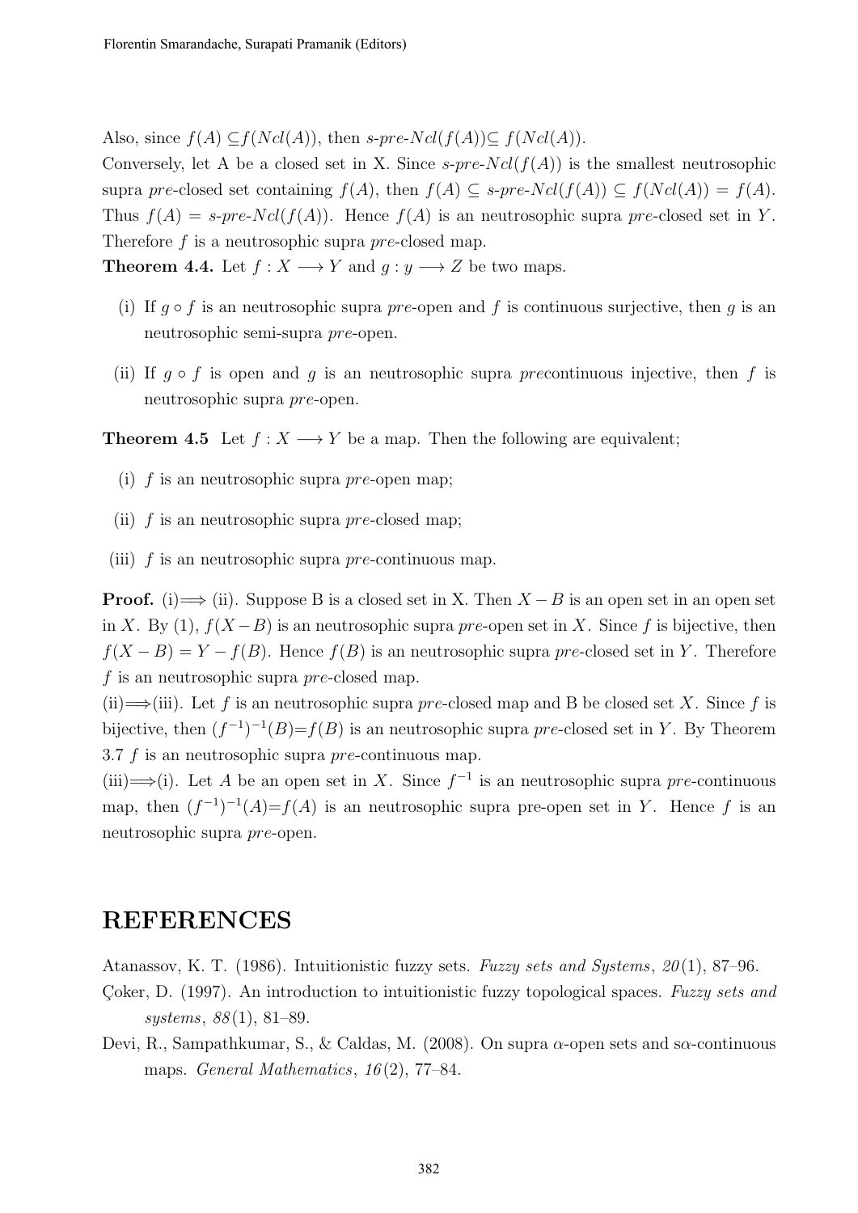Also, since $f(A) \subseteq f(Ncl(A))$, then *s-pre-*$Ncl(f(A)) \subseteq f(Ncl(A))$.

Conversely, let A be a closed set in X. Since *s-pre-*$Ncl(f(A))$ is the smallest neutrosophic supra *pre*-closed set containing $f(A)$, then $f(A) \subseteq$ *s-pre-*$Ncl(f(A)) \subseteq f(Ncl(A)) = f(A)$. Thus $f(A) =$ *s-pre-*$Ncl(f(A))$. Hence $f(A)$ is an neutrosophic supra *pre*-closed set in $Y$. Therefore $f$ is a neutrosophic supra *pre*-closed map.

**Theorem 4.4.** Let $f : X \longrightarrow Y$ and $g : y \longrightarrow Z$ be two maps.

(i) If $g \circ f$ is an neutrosophic supra *pre*-open and $f$ is continuous surjective, then $g$ is an neutrosophic semi-supra *pre*-open.

(ii) If $g \circ f$ is open and $g$ is an neutrosophic supra *pre*continuous injective, then $f$ is neutrosophic supra *pre*-open.

**Theorem 4.5** Let $f : X \longrightarrow Y$ be a map. Then the following are equivalent;

(i) $f$ is an neutrosophic supra *pre*-open map;

(ii) $f$ is an neutrosophic supra *pre*-closed map;

(iii) $f$ is an neutrosophic supra *pre*-continuous map.

**Proof.** (i)$\Longrightarrow$ (ii). Suppose B is a closed set in X. Then $X - B$ is an open set in an open set in $X$. By (1), $f(X - B)$ is an neutrosophic supra *pre*-open set in $X$. Since $f$ is bijective, then $f(X - B) = Y - f(B)$. Hence $f(B)$ is an neutrosophic supra *pre*-closed set in $Y$. Therefore $f$ is an neutrosophic supra *pre*-closed map.

(ii)$\Longrightarrow$(iii). Let $f$ is an neutrosophic supra *pre*-closed map and B be closed set $X$. Since $f$ is bijective, then $(f^{-1})^{-1}(B)$=$f(B)$ is an neutrosophic supra *pre*-closed set in $Y$. By Theorem 3.7 $f$ is an neutrosophic supra *pre*-continuous map.

(iii)$\Longrightarrow$(i). Let $A$ be an open set in $X$. Since $f^{-1}$ is an neutrosophic supra *pre*-continuous map, then $(f^{-1})^{-1}(A)$=$f(A)$ is an neutrosophic supra pre-open set in $Y$. Hence $f$ is an neutrosophic supra *pre*-open.

## REFERENCES

Atanassov, K. T. (1986). Intuitionistic fuzzy sets. *Fuzzy sets and Systems*, *20*(1), 87–96.

Çoker, D. (1997). An introduction to intuitionistic fuzzy topological spaces. *Fuzzy sets and systems*, *88*(1), 81–89.

Devi, R., Sampathkumar, S., & Caldas, M. (2008). On supra $\alpha$-open sets and s$\alpha$-continuous maps. *General Mathematics*, *16*(2), 77–84.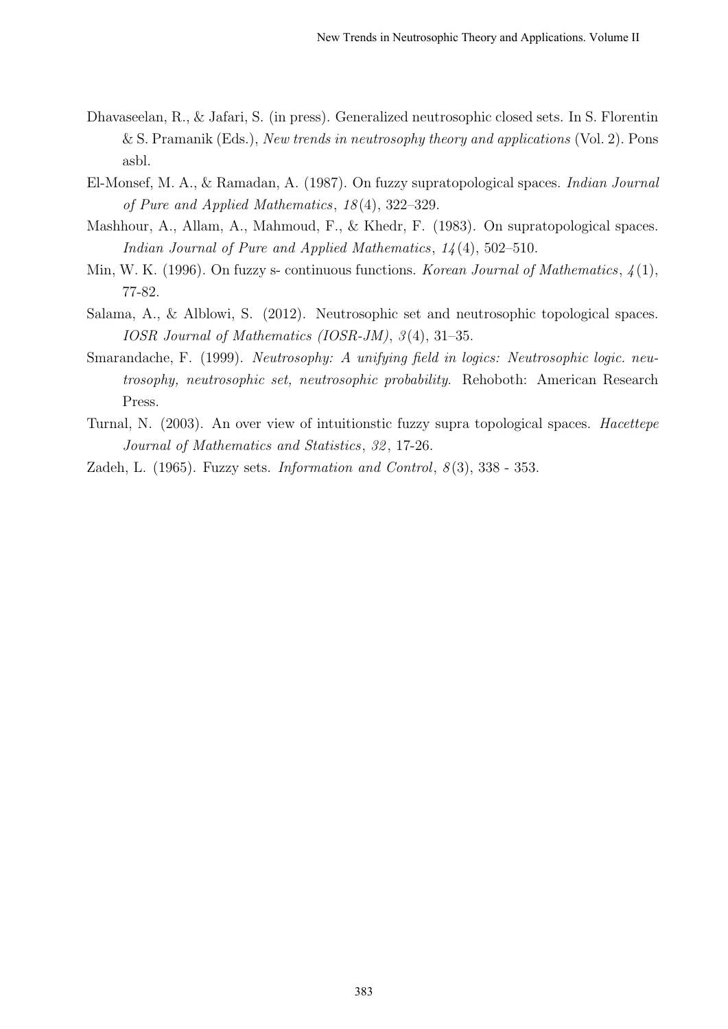Dhavaseelan, R., & Jafari, S. (in press). Generalized neutrosophic closed sets. In S. Florentin & S. Pramanik (Eds.), *New trends in neutrosophy theory and applications* (Vol. 2). Pons asbl.

El-Monsef, M. A., & Ramadan, A. (1987). On fuzzy supratopological spaces. *Indian Journal of Pure and Applied Mathematics*, *18*(4), 322–329.

Mashhour, A., Allam, A., Mahmoud, F., & Khedr, F. (1983). On supratopological spaces. *Indian Journal of Pure and Applied Mathematics*, *14*(4), 502–510.

Min, W. K. (1996). On fuzzy s- continuous functions. *Korean Journal of Mathematics*, *4*(1), 77-82.

Salama, A., & Alblowi, S. (2012). Neutrosophic set and neutrosophic topological spaces. *IOSR Journal of Mathematics (IOSR-JM)*, *3*(4), 31–35.

Smarandache, F. (1999). *Neutrosophy: A unifying field in logics: Neutrosophic logic. neutrosophy, neutrosophic set, neutrosophic probability*. Rehoboth: American Research Press.

Turnal, N. (2003). An over view of intuitionstic fuzzy supra topological spaces. *Hacettepe Journal of Mathematics and Statistics*, *32*, 17-26.

Zadeh, L. (1965). Fuzzy sets. *Information and Control*, *8*(3), 338 - 353.